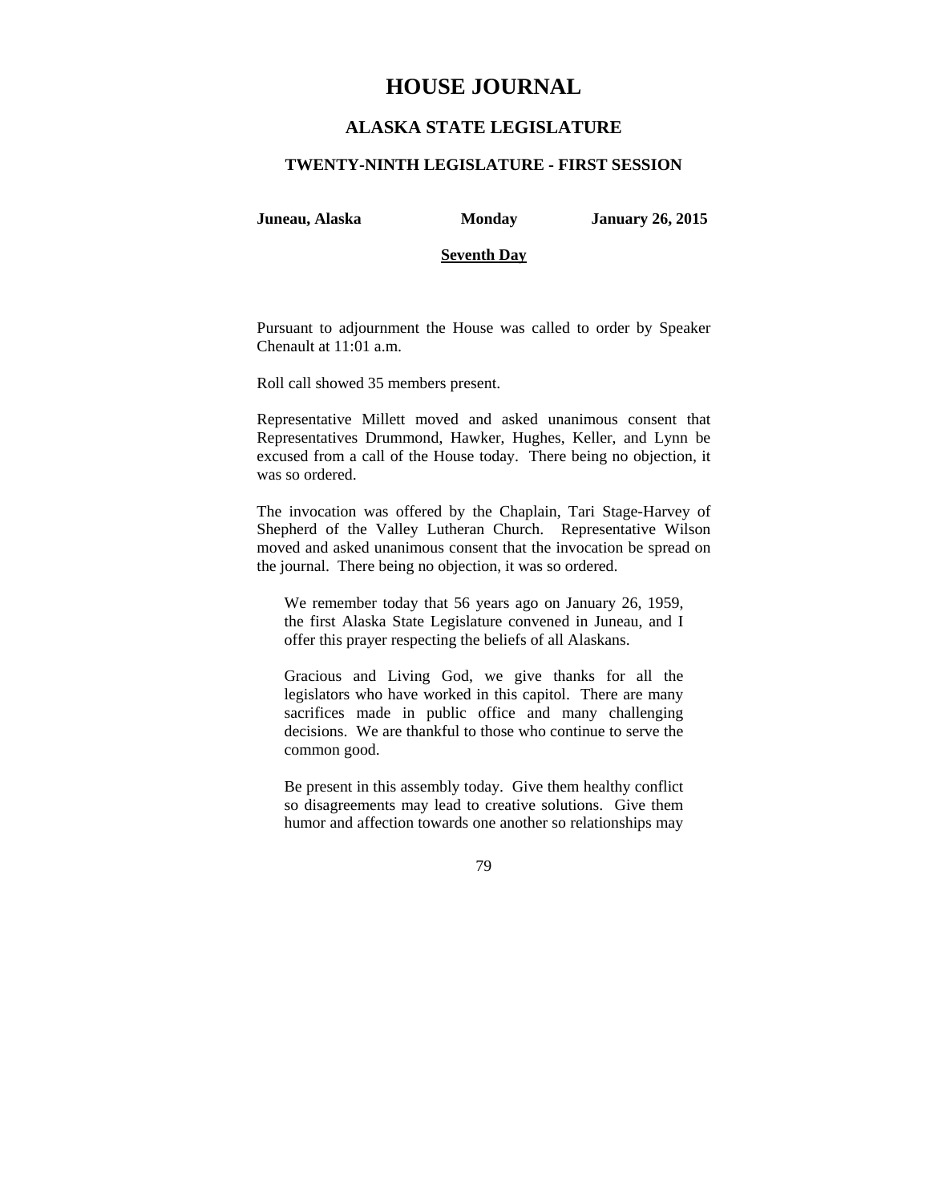# HOUSE JOURNAL

## ALASKA STATE LEGISLATURE

### TWENTY-NINTH LEGISLATURE - FIRST SESSION

**Juneau, Alaska** **Monday** **January 26, 2015**

**Seventh Day**

Pursuant to adjournment the House was called to order by Speaker Chenault at 11:01 a.m.

Roll call showed 35 members present.

Representative Millett moved and asked unanimous consent that Representatives Drummond, Hawker, Hughes, Keller, and Lynn be excused from a call of the House today. There being no objection, it was so ordered.

The invocation was offered by the Chaplain, Tari Stage-Harvey of Shepherd of the Valley Lutheran Church. Representative Wilson moved and asked unanimous consent that the invocation be spread on the journal. There being no objection, it was so ordered.

> We remember today that 56 years ago on January 26, 1959, the first Alaska State Legislature convened in Juneau, and I offer this prayer respecting the beliefs of all Alaskans.
>
> Gracious and Living God, we give thanks for all the legislators who have worked in this capitol. There are many sacrifices made in public office and many challenging decisions. We are thankful to those who continue to serve the common good.
>
> Be present in this assembly today. Give them healthy conflict so disagreements may lead to creative solutions. Give them humor and affection towards one another so relationships may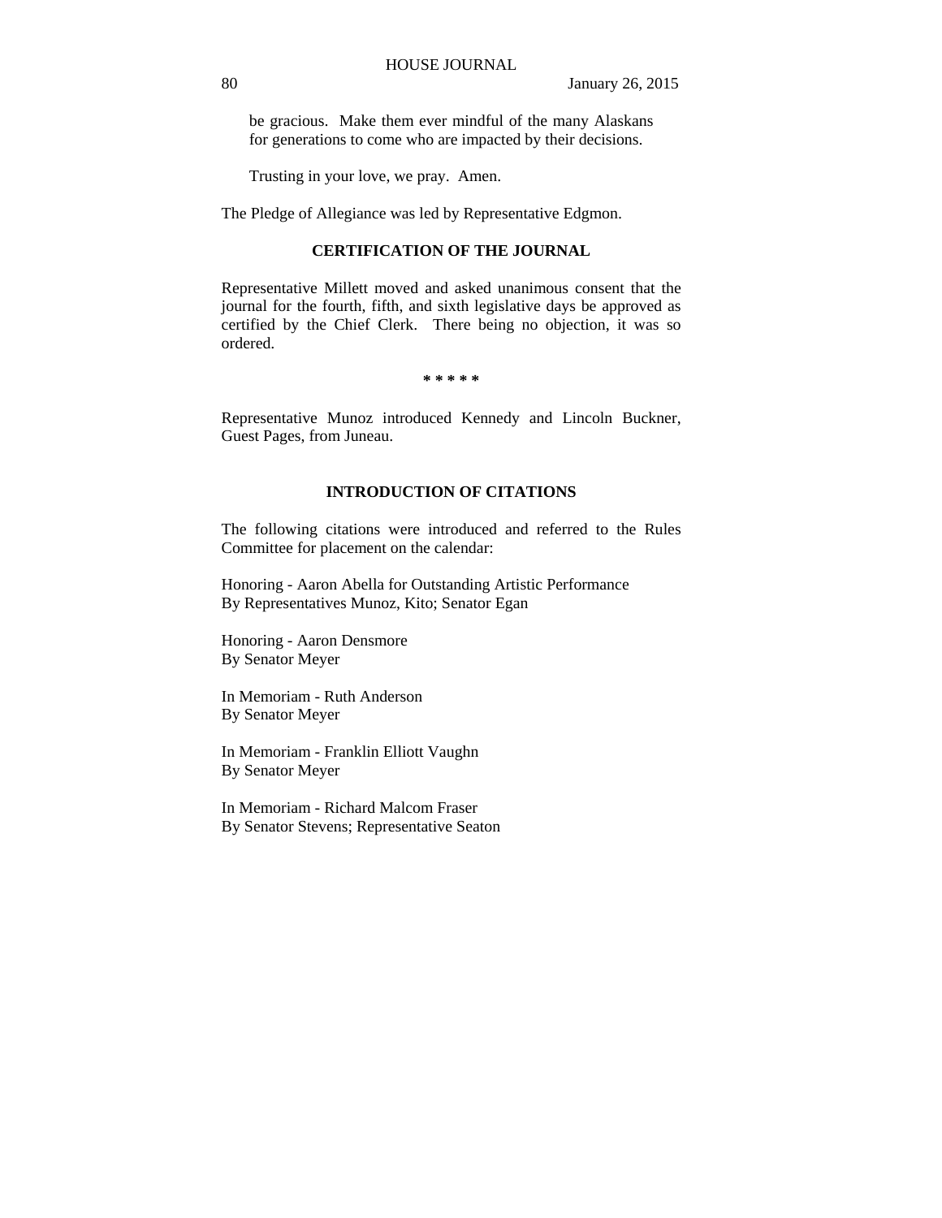be gracious. Make them ever mindful of the many Alaskans for generations to come who are impacted by their decisions.

Trusting in your love, we pray. Amen.

The Pledge of Allegiance was led by Representative Edgmon.

## CERTIFICATION OF THE JOURNAL

Representative Millett moved and asked unanimous consent that the journal for the fourth, fifth, and sixth legislative days be approved as certified by the Chief Clerk. There being no objection, it was so ordered.

\* \* \* \* \*

Representative Munoz introduced Kennedy and Lincoln Buckner, Guest Pages, from Juneau.

## INTRODUCTION OF CITATIONS

The following citations were introduced and referred to the Rules Committee for placement on the calendar:

Honoring - Aaron Abella for Outstanding Artistic Performance
By Representatives Munoz, Kito; Senator Egan

Honoring - Aaron Densmore
By Senator Meyer

In Memoriam - Ruth Anderson
By Senator Meyer

In Memoriam - Franklin Elliott Vaughn
By Senator Meyer

In Memoriam - Richard Malcom Fraser
By Senator Stevens; Representative Seaton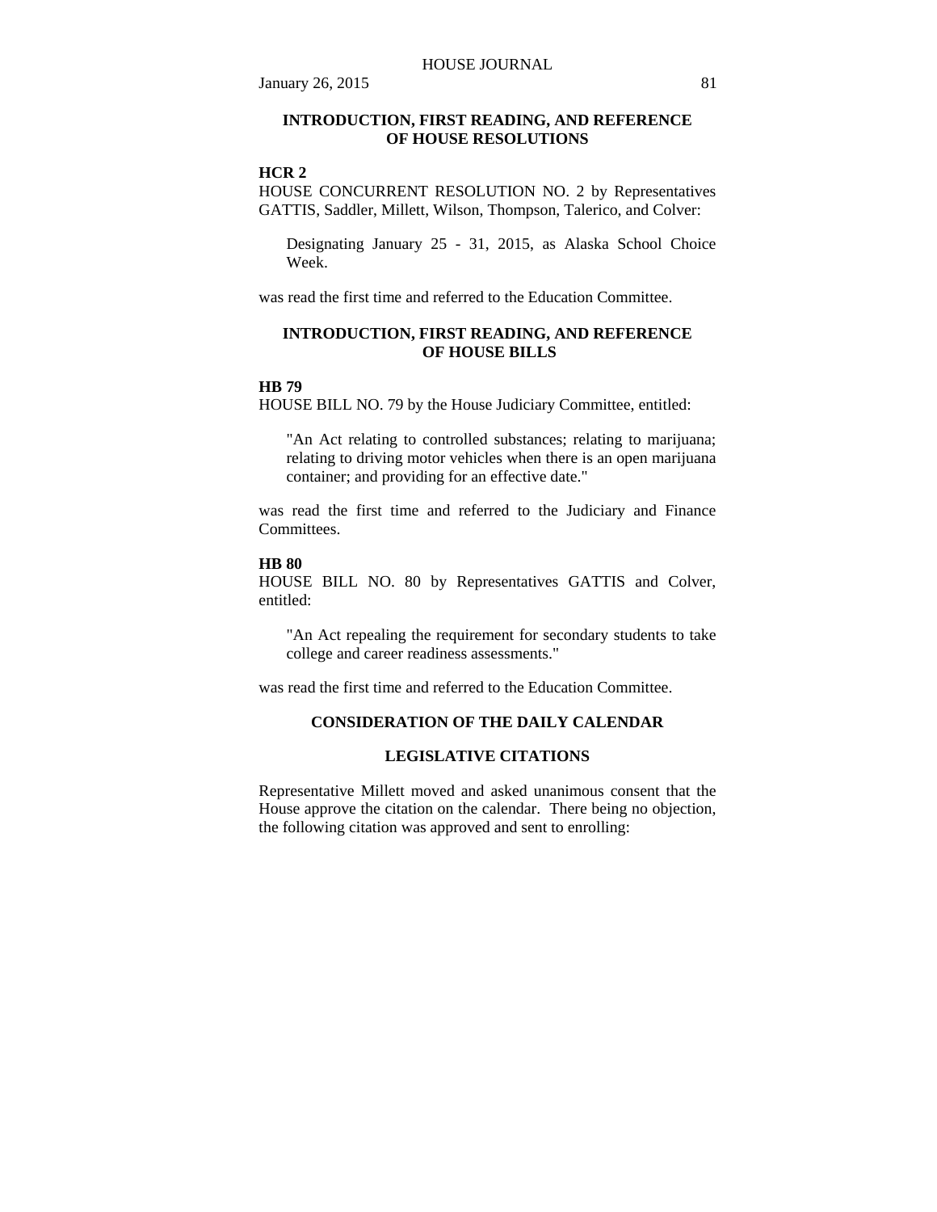## INTRODUCTION, FIRST READING, AND REFERENCE OF HOUSE RESOLUTIONS

**HCR 2**
HOUSE CONCURRENT RESOLUTION NO. 2 by Representatives GATTIS, Saddler, Millett, Wilson, Thompson, Talerico, and Colver:

> Designating January 25 - 31, 2015, as Alaska School Choice Week.

was read the first time and referred to the Education Committee.

## INTRODUCTION, FIRST READING, AND REFERENCE OF HOUSE BILLS

**HB 79**
HOUSE BILL NO. 79 by the House Judiciary Committee, entitled:

> "An Act relating to controlled substances; relating to marijuana; relating to driving motor vehicles when there is an open marijuana container; and providing for an effective date."

was read the first time and referred to the Judiciary and Finance Committees.

**HB 80**
HOUSE BILL NO. 80 by Representatives GATTIS and Colver, entitled:

> "An Act repealing the requirement for secondary students to take college and career readiness assessments."

was read the first time and referred to the Education Committee.

## CONSIDERATION OF THE DAILY CALENDAR

### LEGISLATIVE CITATIONS

Representative Millett moved and asked unanimous consent that the House approve the citation on the calendar. There being no objection, the following citation was approved and sent to enrolling: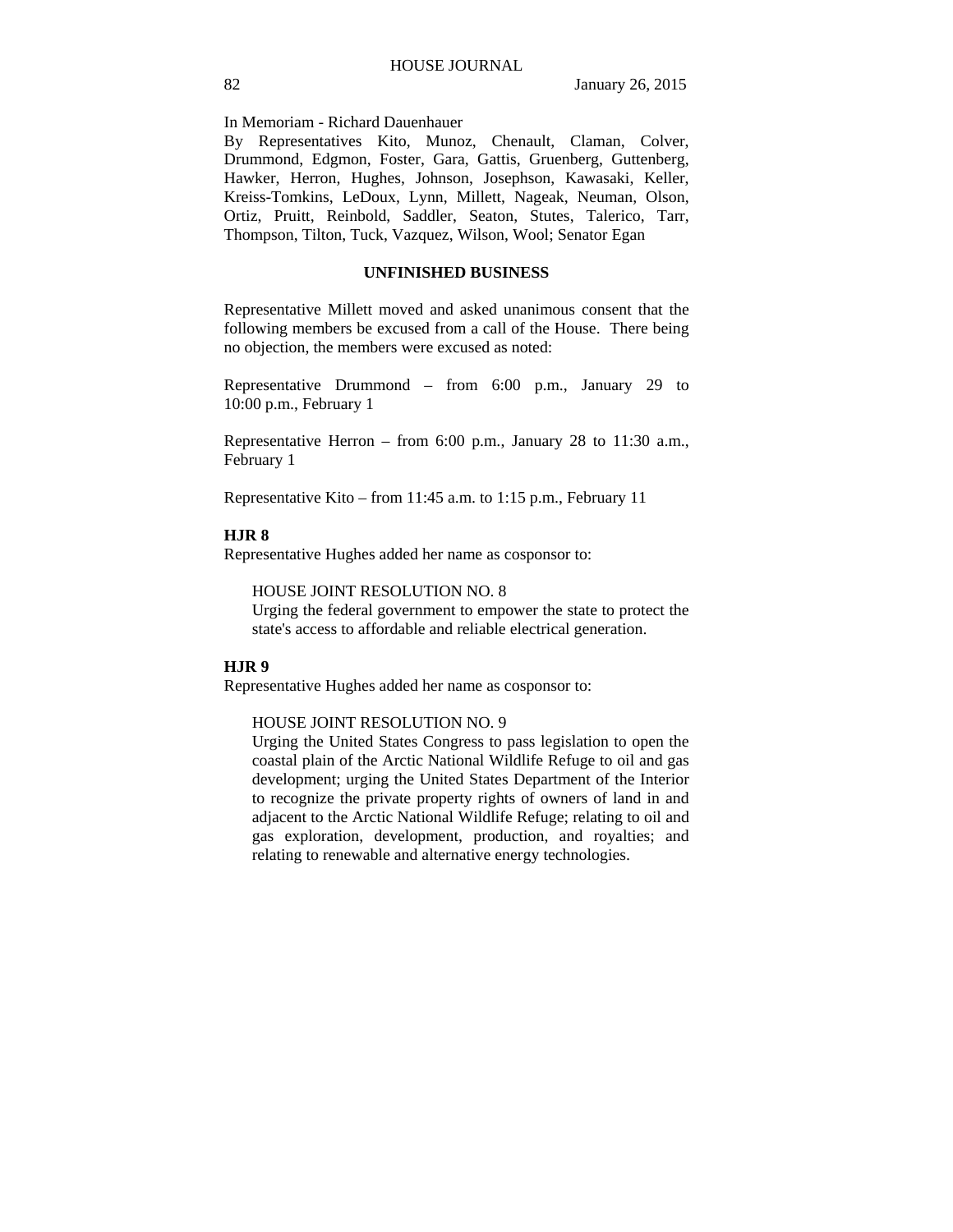In Memoriam - Richard Dauenhauer

By Representatives Kito, Munoz, Chenault, Claman, Colver, Drummond, Edgmon, Foster, Gara, Gattis, Gruenberg, Guttenberg, Hawker, Herron, Hughes, Johnson, Josephson, Kawasaki, Keller, Kreiss-Tomkins, LeDoux, Lynn, Millett, Nageak, Neuman, Olson, Ortiz, Pruitt, Reinbold, Saddler, Seaton, Stutes, Talerico, Tarr, Thompson, Tilton, Tuck, Vazquez, Wilson, Wool; Senator Egan

## UNFINISHED BUSINESS

Representative Millett moved and asked unanimous consent that the following members be excused from a call of the House. There being no objection, the members were excused as noted:

Representative Drummond – from 6:00 p.m., January 29 to 10:00 p.m., February 1

Representative Herron – from 6:00 p.m., January 28 to 11:30 a.m., February 1

Representative Kito – from 11:45 a.m. to 1:15 p.m., February 11

**HJR 8**

Representative Hughes added her name as cosponsor to:

HOUSE JOINT RESOLUTION NO. 8
Urging the federal government to empower the state to protect the state's access to affordable and reliable electrical generation.

**HJR 9**

Representative Hughes added her name as cosponsor to:

HOUSE JOINT RESOLUTION NO. 9
Urging the United States Congress to pass legislation to open the coastal plain of the Arctic National Wildlife Refuge to oil and gas development; urging the United States Department of the Interior to recognize the private property rights of owners of land in and adjacent to the Arctic National Wildlife Refuge; relating to oil and gas exploration, development, production, and royalties; and relating to renewable and alternative energy technologies.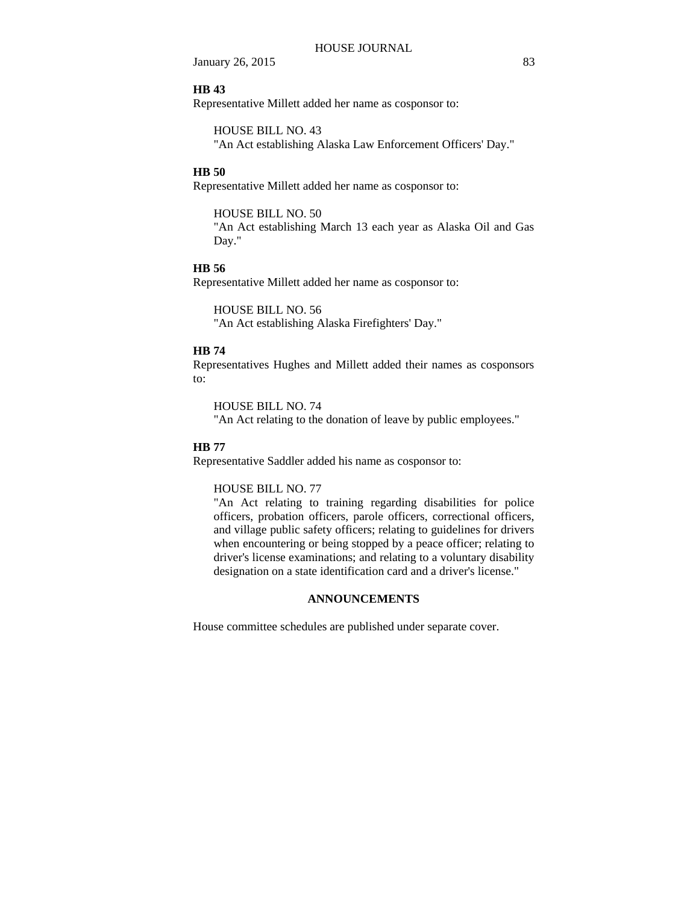**HB 43**

Representative Millett added her name as cosponsor to:

HOUSE BILL NO. 43
"An Act establishing Alaska Law Enforcement Officers' Day."

**HB 50**

Representative Millett added her name as cosponsor to:

HOUSE BILL NO. 50
"An Act establishing March 13 each year as Alaska Oil and Gas Day."

**HB 56**

Representative Millett added her name as cosponsor to:

HOUSE BILL NO. 56
"An Act establishing Alaska Firefighters' Day."

**HB 74**

Representatives Hughes and Millett added their names as cosponsors to:

HOUSE BILL NO. 74
"An Act relating to the donation of leave by public employees."

**HB 77**

Representative Saddler added his name as cosponsor to:

HOUSE BILL NO. 77
"An Act relating to training regarding disabilities for police officers, probation officers, parole officers, correctional officers, and village public safety officers; relating to guidelines for drivers when encountering or being stopped by a peace officer; relating to driver's license examinations; and relating to a voluntary disability designation on a state identification card and a driver's license."

**ANNOUNCEMENTS**

House committee schedules are published under separate cover.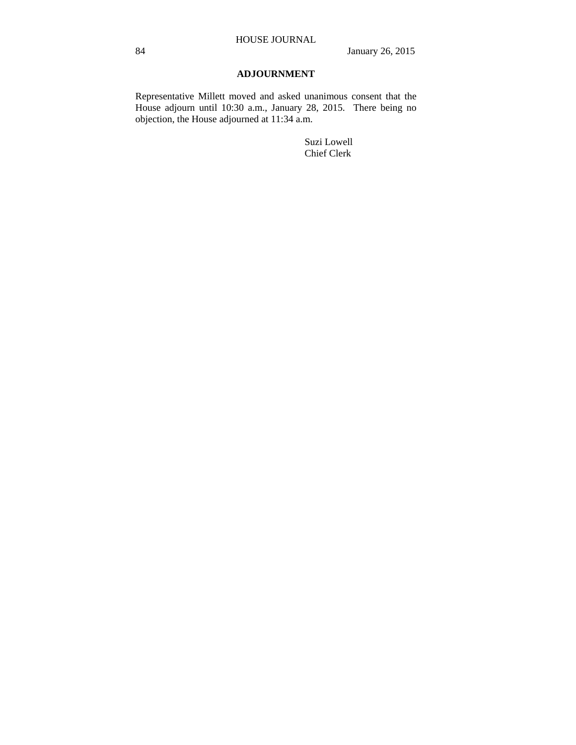## ADJOURNMENT

Representative Millett moved and asked unanimous consent that the House adjourn until 10:30 a.m., January 28, 2015. There being no objection, the House adjourned at 11:34 a.m.

Suzi Lowell
Chief Clerk